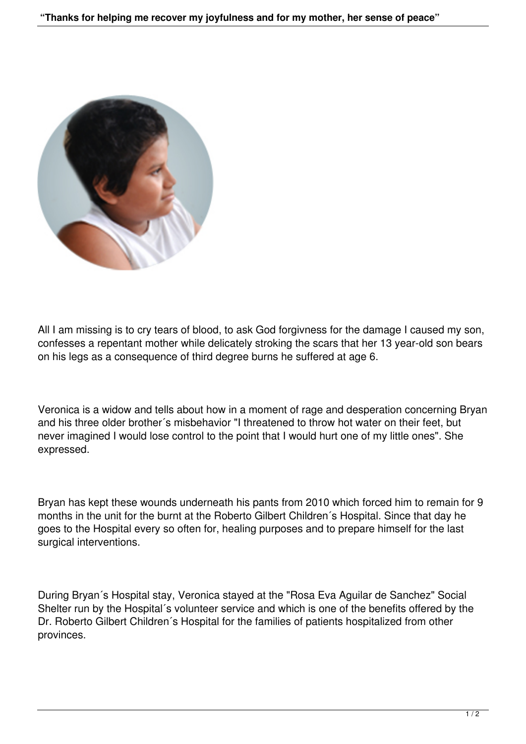## “Thanks for helping me recover my joyfulness and for my mother, her sense of peace”

All I am missing is to cry tears of blood, to ask God forgivness for the damage I caused my son, confesses a repentant mother while delicately stroking the scars that her 13 year-old son bears on his legs as a consequence of third degree burns he suffered at age 6.

Veronica is a widow and tells about how in a moment of rage and desperation concerning Bryan and his three older brother´s misbehavior "I threatened to throw hot water on their feet, but never imagined I would lose control to the point that I would hurt one of my little ones". She expressed.

Bryan has kept these wounds underneath his pants from 2010 which forced him to remain for 9 months in the unit for the burnt at the Roberto Gilbert Children´s Hospital. Since that day he goes to the Hospital every so often for, healing purposes and to prepare himself for the last surgical interventions.

During Bryan´s Hospital stay, Veronica stayed at the "Rosa Eva Aguilar de Sanchez" Social Shelter run by the Hospital´s volunteer service and which is one of the benefits offered by the Dr. Roberto Gilbert Children´s Hospital for the families of patients hospitalized from other provinces.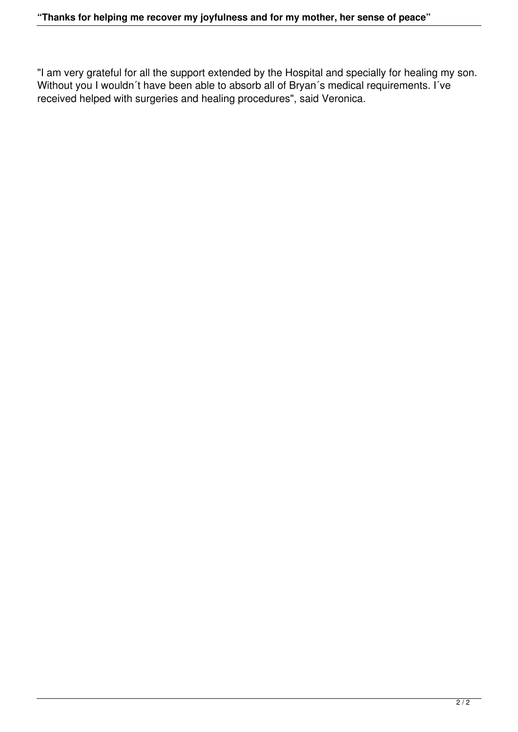"I am very grateful for all the support extended by the Hospital and specially for healing my son. Without you I wouldn´t have been able to absorb all of Bryan´s medical requirements. I´ve received helped with surgeries and healing procedures", said Veronica.